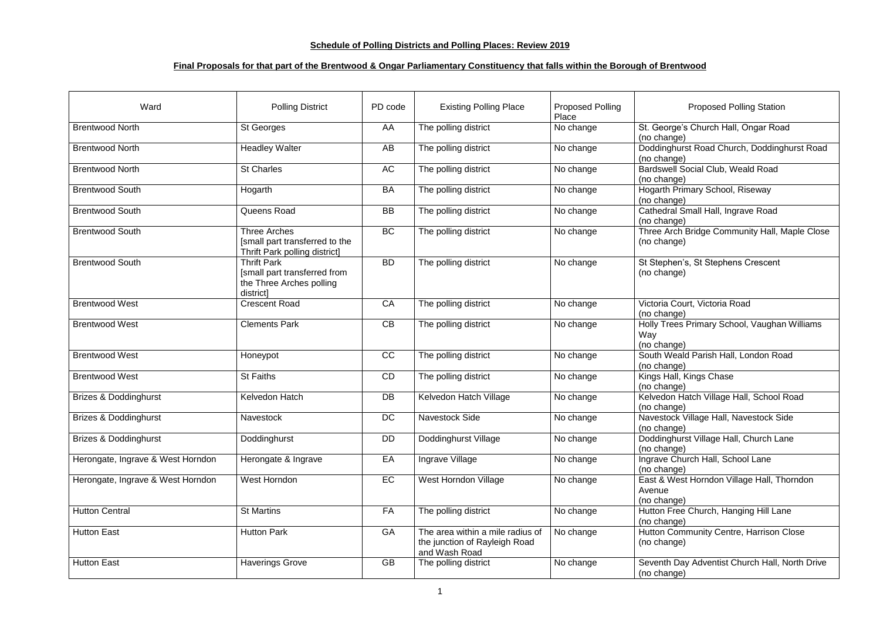**Schedule of Polling Districts and Polling Places: Review 2019**

**Final Proposals for that part of the Brentwood & Ongar Parliamentary Constituency that falls within the Borough of Brentwood**

| Ward | Polling District | PD code | Existing Polling Place | Proposed Polling Place | Proposed Polling Station |
|---|---|---|---|---|---|
| Brentwood North | St Georges | AA | The polling district | No change | St. George's Church Hall, Ongar Road (no change) |
| Brentwood North | Headley Walter | AB | The polling district | No change | Doddinghurst Road Church, Doddinghurst Road (no change) |
| Brentwood North | St Charles | AC | The polling district | No change | Bardswell Social Club, Weald Road (no change) |
| Brentwood South | Hogarth | BA | The polling district | No change | Hogarth Primary School, Riseway (no change) |
| Brentwood South | Queens Road | BB | The polling district | No change | Cathedral Small Hall, Ingrave Road (no change) |
| Brentwood South | Three Arches [small part transferred to the Thrift Park polling district] | BC | The polling district | No change | Three Arch Bridge Community Hall, Maple Close (no change) |
| Brentwood South | Thrift Park [small part transferred from the Three Arches polling district] | BD | The polling district | No change | St Stephen's, St Stephens Crescent (no change) |
| Brentwood West | Crescent Road | CA | The polling district | No change | Victoria Court, Victoria Road (no change) |
| Brentwood West | Clements Park | CB | The polling district | No change | Holly Trees Primary School, Vaughan Williams Way (no change) |
| Brentwood West | Honeypot | CC | The polling district | No change | South Weald Parish Hall, London Road (no change) |
| Brentwood West | St Faiths | CD | The polling district | No change | Kings Hall, Kings Chase (no change) |
| Brizes & Doddinghurst | Kelvedon Hatch | DB | Kelvedon Hatch Village | No change | Kelvedon Hatch Village Hall, School Road (no change) |
| Brizes & Doddinghurst | Navestock | DC | Navestock Side | No change | Navestock Village Hall, Navestock Side (no change) |
| Brizes & Doddinghurst | Doddinghurst | DD | Doddinghurst Village | No change | Doddinghurst Village Hall, Church Lane (no change) |
| Herongate, Ingrave & West Horndon | Herongate & Ingrave | EA | Ingrave Village | No change | Ingrave Church Hall, School Lane (no change) |
| Herongate, Ingrave & West Horndon | West Horndon | EC | West Horndon Village | No change | East & West Horndon Village Hall, Thorndon Avenue (no change) |
| Hutton Central | St Martins | FA | The polling district | No change | Hutton Free Church, Hanging Hill Lane (no change) |
| Hutton East | Hutton Park | GA | The area within a mile radius of the junction of Rayleigh Road and Wash Road | No change | Hutton Community Centre, Harrison Close (no change) |
| Hutton East | Haverings Grove | GB | The polling district | No change | Seventh Day Adventist Church Hall, North Drive (no change) |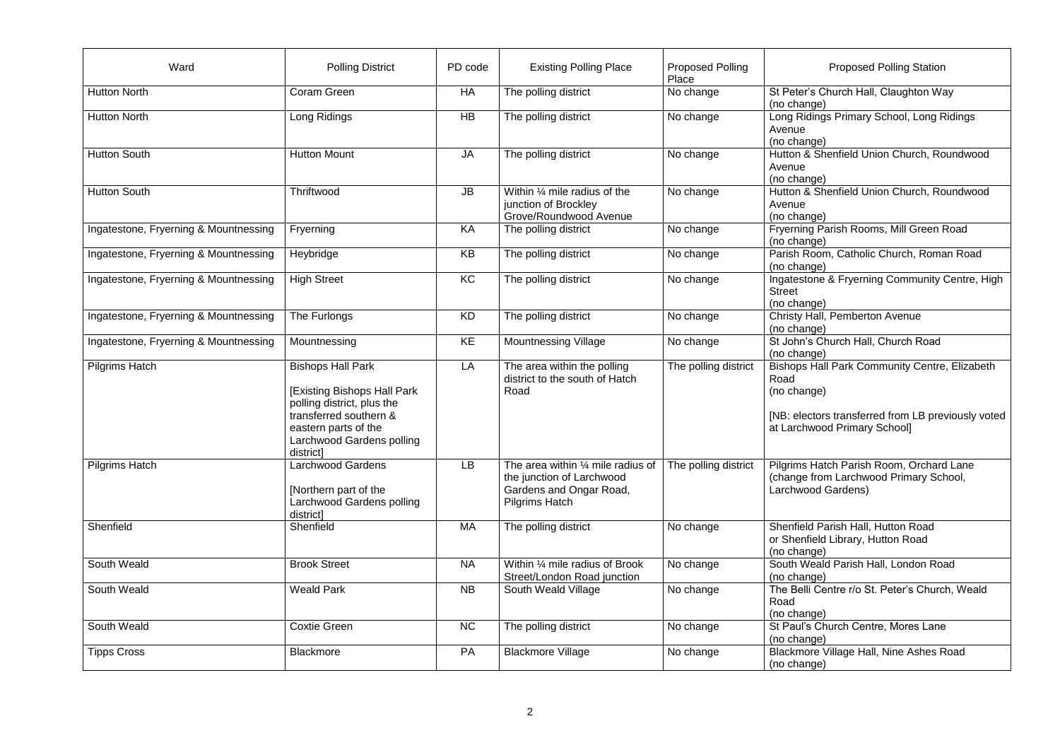| Ward | Polling District | PD code | Existing Polling Place | Proposed Polling Place | Proposed Polling Station |
|---|---|---|---|---|---|
| Hutton North | Coram Green | HA | The polling district | No change | St Peter's Church Hall, Claughton Way (no change) |
| Hutton North | Long Ridings | HB | The polling district | No change | Long Ridings Primary School, Long Ridings Avenue (no change) |
| Hutton South | Hutton Mount | JA | The polling district | No change | Hutton & Shenfield Union Church, Roundwood Avenue (no change) |
| Hutton South | Thriftwood | JB | Within ¼ mile radius of the junction of Brockley Grove/Roundwood Avenue | No change | Hutton & Shenfield Union Church, Roundwood Avenue (no change) |
| Ingatestone, Fryerning & Mountnessing | Fryerning | KA | The polling district | No change | Fryerning Parish Rooms, Mill Green Road (no change) |
| Ingatestone, Fryerning & Mountnessing | Heybridge | KB | The polling district | No change | Parish Room, Catholic Church, Roman Road (no change) |
| Ingatestone, Fryerning & Mountnessing | High Street | KC | The polling district | No change | Ingatestone & Fryerning Community Centre, High Street (no change) |
| Ingatestone, Fryerning & Mountnessing | The Furlongs | KD | The polling district | No change | Christy Hall, Pemberton Avenue (no change) |
| Ingatestone, Fryerning & Mountnessing | Mountnessing | KE | Mountnessing Village | No change | St John's Church Hall, Church Road (no change) |
| Pilgrims Hatch | Bishops Hall Park<br><br>[Existing Bishops Hall Park polling district, plus the transferred southern & eastern parts of the Larchwood Gardens polling district] | LA | The area within the polling district to the south of Hatch Road | The polling district | Bishops Hall Park Community Centre, Elizabeth Road (no change)<br><br>[NB: electors transferred from LB previously voted at Larchwood Primary School] |
| Pilgrims Hatch | Larchwood Gardens<br><br>[Northern part of the Larchwood Gardens polling district] | LB | The area within ¼ mile radius of the junction of Larchwood Gardens and Ongar Road, Pilgrims Hatch | The polling district | Pilgrims Hatch Parish Room, Orchard Lane (change from Larchwood Primary School, Larchwood Gardens) |
| Shenfield | Shenfield | MA | The polling district | No change | Shenfield Parish Hall, Hutton Road or Shenfield Library, Hutton Road (no change) |
| South Weald | Brook Street | NA | Within ¼ mile radius of Brook Street/London Road junction | No change | South Weald Parish Hall, London Road (no change) |
| South Weald | Weald Park | NB | South Weald Village | No change | The Belli Centre r/o St. Peter's Church, Weald Road (no change) |
| South Weald | Coxtie Green | NC | The polling district | No change | St Paul's Church Centre, Mores Lane (no change) |
| Tipps Cross | Blackmore | PA | Blackmore Village | No change | Blackmore Village Hall, Nine Ashes Road (no change) |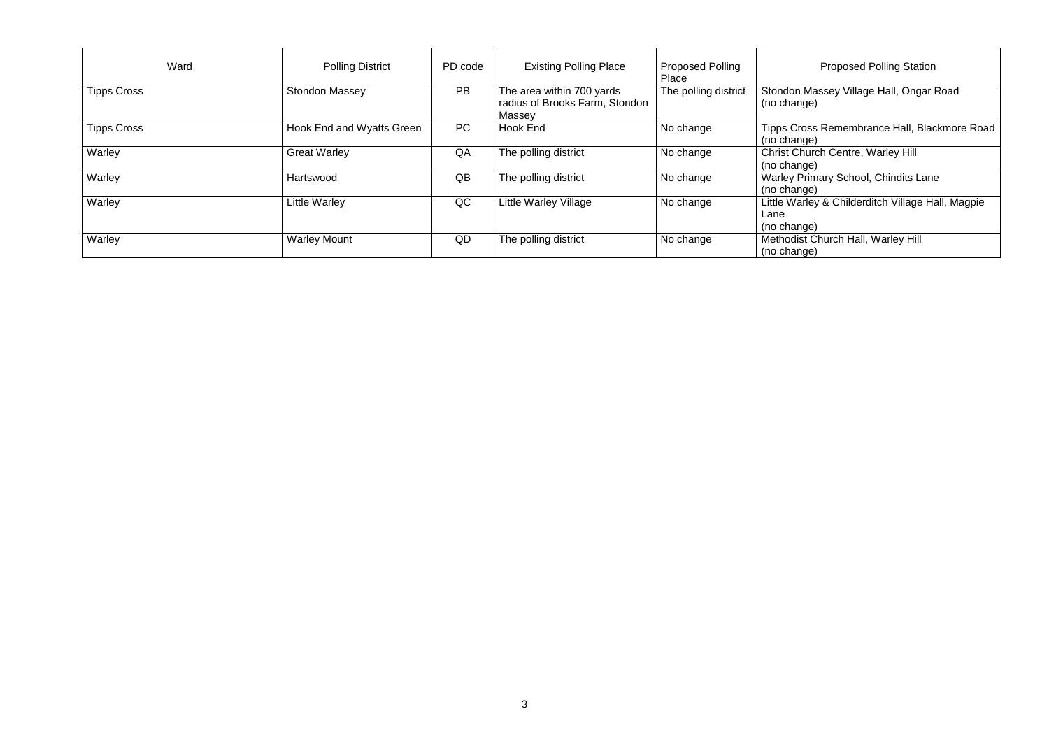| Ward | Polling District | PD code | Existing Polling Place | Proposed Polling Place | Proposed Polling Station |
|---|---|---|---|---|---|
| Tipps Cross | Stondon Massey | PB | The area within 700 yards radius of Brooks Farm, Stondon Massey | The polling district | Stondon Massey Village Hall, Ongar Road (no change) |
| Tipps Cross | Hook End and Wyatts Green | PC | Hook End | No change | Tipps Cross Remembrance Hall, Blackmore Road (no change) |
| Warley | Great Warley | QA | The polling district | No change | Christ Church Centre, Warley Hill (no change) |
| Warley | Hartswood | QB | The polling district | No change | Warley Primary School, Chindits Lane (no change) |
| Warley | Little Warley | QC | Little Warley Village | No change | Little Warley & Childerditch Village Hall, Magpie Lane (no change) |
| Warley | Warley Mount | QD | The polling district | No change | Methodist Church Hall, Warley Hill (no change) |